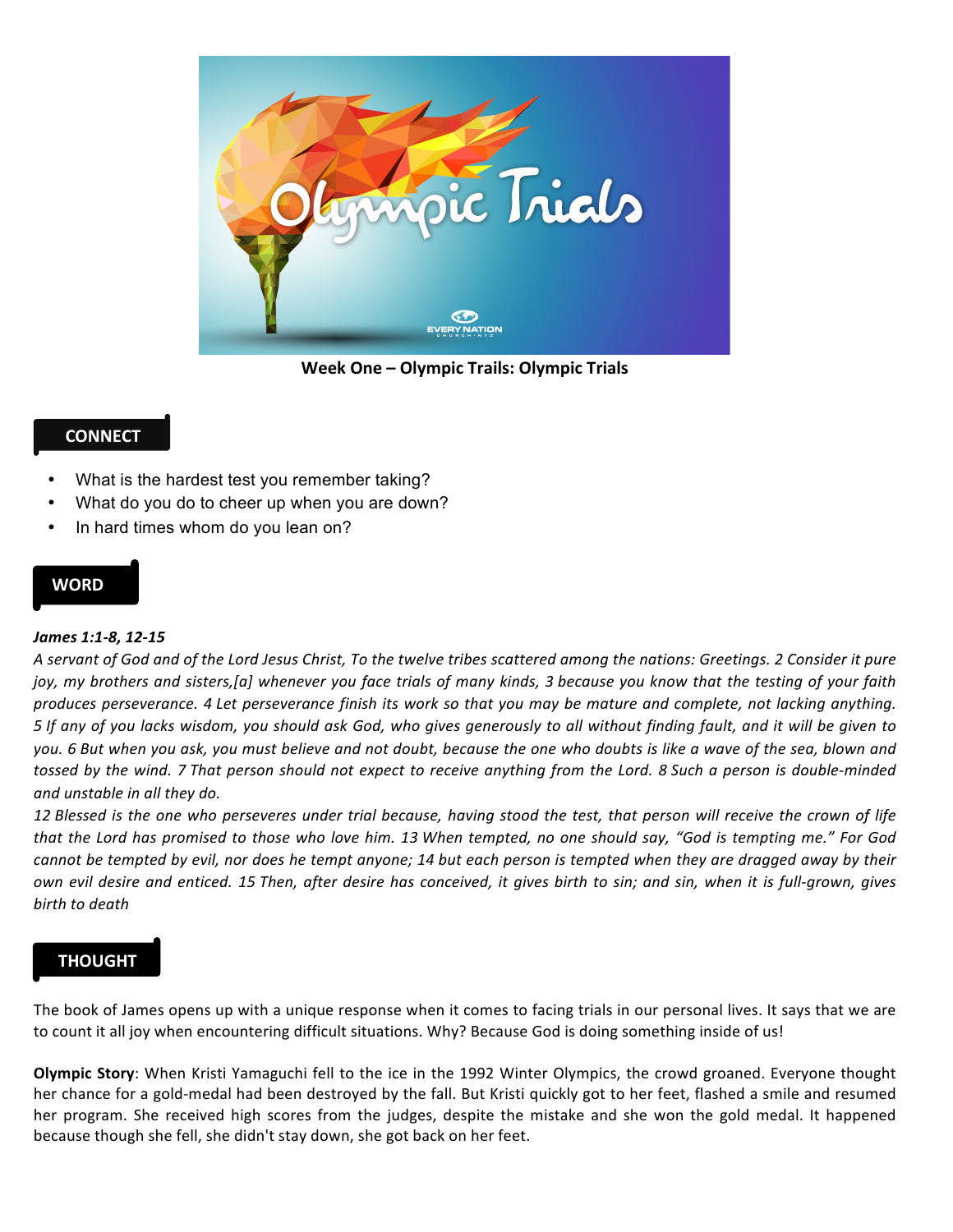**Week One – Olympic Trails: Olympic Trials**

## CONNECT

- What is the hardest test you remember taking?
- What do you do to cheer up when you are down?
- In hard times whom do you lean on?

## WORD

***James 1:1-8, 12-15***

*A servant of God and of the Lord Jesus Christ, To the twelve tribes scattered among the nations: Greetings. 2 Consider it pure joy, my brothers and sisters,[a] whenever you face trials of many kinds, 3 because you know that the testing of your faith produces perseverance. 4 Let perseverance finish its work so that you may be mature and complete, not lacking anything. 5 If any of you lacks wisdom, you should ask God, who gives generously to all without finding fault, and it will be given to you. 6 But when you ask, you must believe and not doubt, because the one who doubts is like a wave of the sea, blown and tossed by the wind. 7 That person should not expect to receive anything from the Lord. 8 Such a person is double-minded and unstable in all they do.*

*12 Blessed is the one who perseveres under trial because, having stood the test, that person will receive the crown of life that the Lord has promised to those who love him. 13 When tempted, no one should say, "God is tempting me." For God cannot be tempted by evil, nor does he tempt anyone; 14 but each person is tempted when they are dragged away by their own evil desire and enticed. 15 Then, after desire has conceived, it gives birth to sin; and sin, when it is full-grown, gives birth to death*

## THOUGHT

The book of James opens up with a unique response when it comes to facing trials in our personal lives. It says that we are to count it all joy when encountering difficult situations. Why? Because God is doing something inside of us!

**Olympic Story**: When Kristi Yamaguchi fell to the ice in the 1992 Winter Olympics, the crowd groaned. Everyone thought her chance for a gold-medal had been destroyed by the fall. But Kristi quickly got to her feet, flashed a smile and resumed her program. She received high scores from the judges, despite the mistake and she won the gold medal. It happened because though she fell, she didn't stay down, she got back on her feet.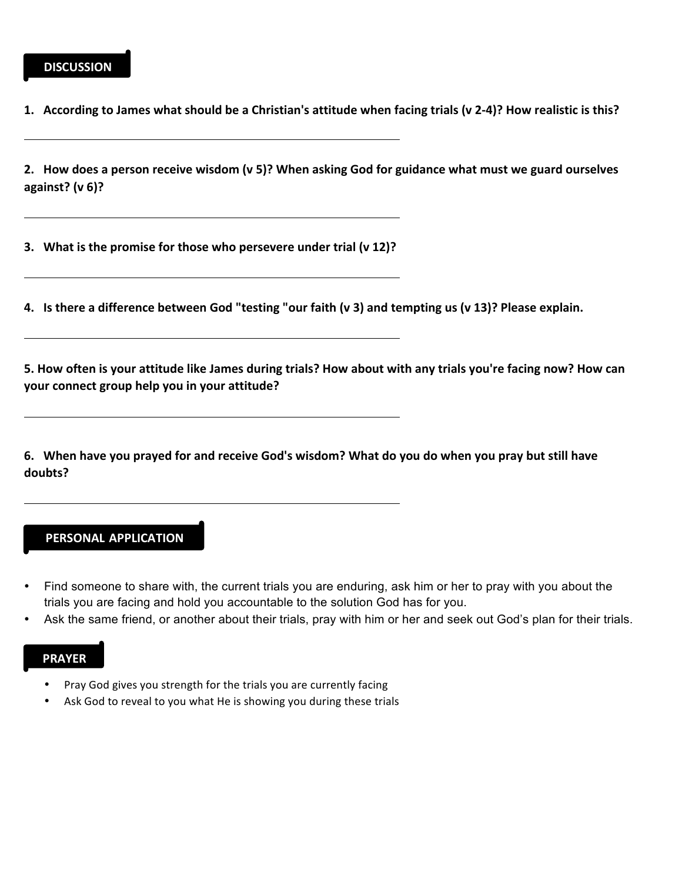## DISCUSSION

**1. According to James what should be a Christian's attitude when facing trials (v 2-4)? How realistic is this?**

**2. How does a person receive wisdom (v 5)? When asking God for guidance what must we guard ourselves against? (v 6)?**

**3. What is the promise for those who persevere under trial (v 12)?**

**4. Is there a difference between God "testing "our faith (v 3) and tempting us (v 13)? Please explain.**

**5. How often is your attitude like James during trials? How about with any trials you're facing now? How can your connect group help you in your attitude?**

**6. When have you prayed for and receive God's wisdom? What do you do when you pray but still have doubts?**

## PERSONAL APPLICATION

- Find someone to share with, the current trials you are enduring, ask him or her to pray with you about the trials you are facing and hold you accountable to the solution God has for you.
- Ask the same friend, or another about their trials, pray with him or her and seek out God's plan for their trials.

## PRAYER

- Pray God gives you strength for the trials you are currently facing
- Ask God to reveal to you what He is showing you during these trials